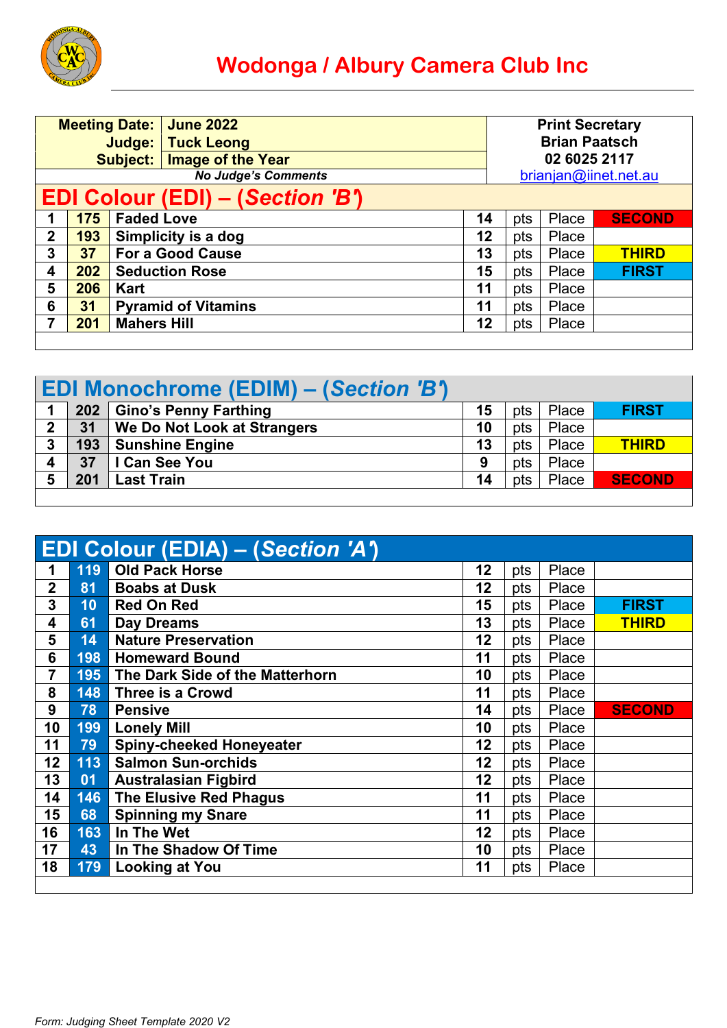# Wodonga / Albury Camera Club Inc

| | | |
|---|---|---|
| **Meeting Date:** | **June 2022** | **Print Secretary** |
| **Judge:** | **Tuck Leong** | **Brian Paatsch** |
| **Subject:** | **Image of the Year** | **02 6025 2117** |
| *No Judge's Comments* | | brianjan@iinet.net.au |

## EDI Colour (EDI) – (*Section 'B'*)

| | | | | | | |
|---|---|---|---|---|---|---|
| 1 | 175 | Faded Love | 14 | pts | Place | SECOND |
| 2 | 193 | Simplicity is a dog | 12 | pts | Place | |
| 3 | 37 | For a Good Cause | 13 | pts | Place | THIRD |
| 4 | 202 | Seduction Rose | 15 | pts | Place | FIRST |
| 5 | 206 | Kart | 11 | pts | Place | |
| 6 | 31 | Pyramid of Vitamins | 11 | pts | Place | |
| 7 | 201 | Mahers Hill | 12 | pts | Place | |

## EDI Monochrome (EDIM) – (*Section 'B'*)

| | | | | | | |
|---|---|---|---|---|---|---|
| 1 | 202 | Gino's Penny Farthing | 15 | pts | Place | FIRST |
| 2 | 31 | We Do Not Look at Strangers | 10 | pts | Place | |
| 3 | 193 | Sunshine Engine | 13 | pts | Place | THIRD |
| 4 | 37 | I Can See You | 9 | pts | Place | |
| 5 | 201 | Last Train | 14 | pts | Place | SECOND |

## EDI Colour (EDIA) – (*Section 'A'*)

| | | | | | | |
|---|---|---|---|---|---|---|
| 1 | 119 | Old Pack Horse | 12 | pts | Place | |
| 2 | 81 | Boabs at Dusk | 12 | pts | Place | |
| 3 | 10 | Red On Red | 15 | pts | Place | FIRST |
| 4 | 61 | Day Dreams | 13 | pts | Place | THIRD |
| 5 | 14 | Nature Preservation | 12 | pts | Place | |
| 6 | 198 | Homeward Bound | 11 | pts | Place | |
| 7 | 195 | The Dark Side of the Matterhorn | 10 | pts | Place | |
| 8 | 148 | Three is a Crowd | 11 | pts | Place | |
| 9 | 78 | Pensive | 14 | pts | Place | SECOND |
| 10 | 199 | Lonely Mill | 10 | pts | Place | |
| 11 | 79 | Spiny-cheeked Honeyeater | 12 | pts | Place | |
| 12 | 113 | Salmon Sun-orchids | 12 | pts | Place | |
| 13 | 01 | Australasian Figbird | 12 | pts | Place | |
| 14 | 146 | The Elusive Red Phagus | 11 | pts | Place | |
| 15 | 68 | Spinning my Snare | 11 | pts | Place | |
| 16 | 163 | In The Wet | 12 | pts | Place | |
| 17 | 43 | In The Shadow Of Time | 10 | pts | Place | |
| 18 | 179 | Looking at You | 11 | pts | Place | |

*Form: Judging Sheet Template 2020 V2*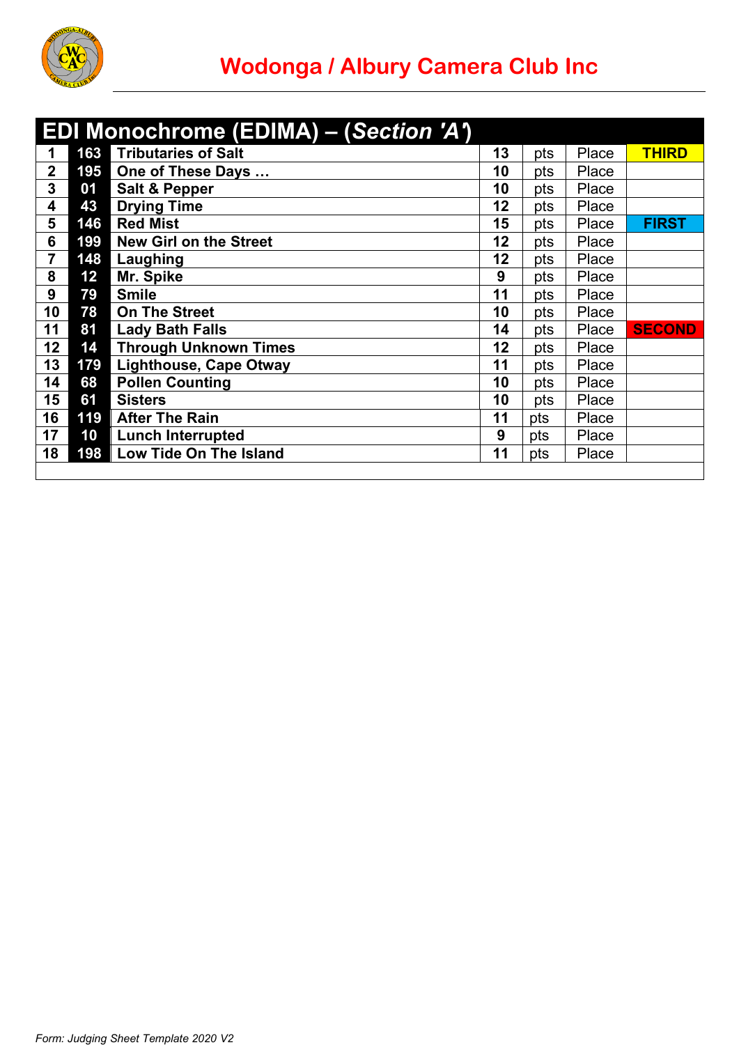# Wodonga / Albury Camera Club Inc

## EDI Monochrome (EDIMA) – (*Section 'A'*)

| | | | | | | |
|---|---|---|---|---|---|---|
| 1 | 163 | Tributaries of Salt | 13 | pts | Place | THIRD |
| 2 | 195 | One of These Days … | 10 | pts | Place | |
| 3 | 01 | Salt & Pepper | 10 | pts | Place | |
| 4 | 43 | Drying Time | 12 | pts | Place | |
| 5 | 146 | Red Mist | 15 | pts | Place | FIRST |
| 6 | 199 | New Girl on the Street | 12 | pts | Place | |
| 7 | 148 | Laughing | 12 | pts | Place | |
| 8 | 12 | Mr. Spike | 9 | pts | Place | |
| 9 | 79 | Smile | 11 | pts | Place | |
| 10 | 78 | On The Street | 10 | pts | Place | |
| 11 | 81 | Lady Bath Falls | 14 | pts | Place | SECOND |
| 12 | 14 | Through Unknown Times | 12 | pts | Place | |
| 13 | 179 | Lighthouse, Cape Otway | 11 | pts | Place | |
| 14 | 68 | Pollen Counting | 10 | pts | Place | |
| 15 | 61 | Sisters | 10 | pts | Place | |
| 16 | 119 | After The Rain | 11 | pts | Place | |
| 17 | 10 | Lunch Interrupted | 9 | pts | Place | |
| 18 | 198 | Low Tide On The Island | 11 | pts | Place | |

*Form: Judging Sheet Template 2020 V2*